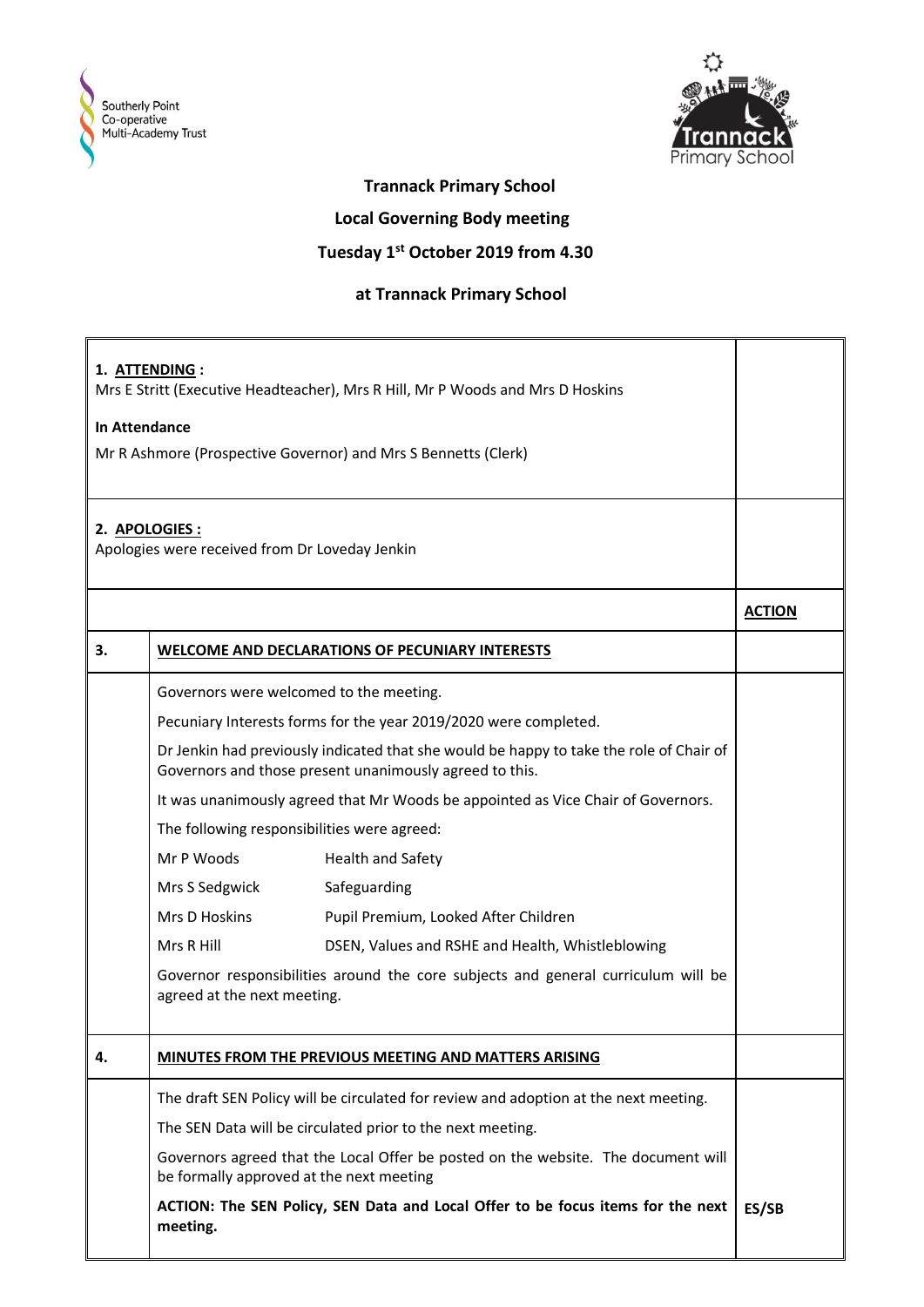**Trannack Primary School**

**Local Governing Body meeting**

**Tuesday 1st October 2019 from 4.30**

**at Trannack Primary School**

**1. ATTENDING :**
Mrs E Stritt (Executive Headteacher), Mrs R Hill, Mr P Woods and Mrs D Hoskins

**In Attendance**

Mr R Ashmore (Prospective Governor) and Mrs S Bennetts (Clerk)

**2. APOLOGIES :**
Apologies were received from Dr Loveday Jenkin

| | | **ACTION** |
|---|---|---|
| **3.** | **WELCOME AND DECLARATIONS OF PECUNIARY INTERESTS** | |
| | Governors were welcomed to the meeting.<br><br>Pecuniary Interests forms for the year 2019/2020 were completed.<br><br>Dr Jenkin had previously indicated that she would be happy to take the role of Chair of Governors and those present unanimously agreed to this.<br><br>It was unanimously agreed that Mr Woods be appointed as Vice Chair of Governors.<br><br>The following responsibilities were agreed:<br><br>Mr P Woods — Health and Safety<br>Mrs S Sedgwick — Safeguarding<br>Mrs D Hoskins — Pupil Premium, Looked After Children<br>Mrs R Hill — DSEN, Values and RSHE and Health, Whistleblowing<br><br>Governor responsibilities around the core subjects and general curriculum will be agreed at the next meeting. | |
| **4.** | **MINUTES FROM THE PREVIOUS MEETING AND MATTERS ARISING** | |
| | The draft SEN Policy will be circulated for review and adoption at the next meeting.<br><br>The SEN Data will be circulated prior to the next meeting.<br><br>Governors agreed that the Local Offer be posted on the website. The document will be formally approved at the next meeting<br><br>**ACTION: The SEN Policy, SEN Data and Local Offer to be focus items for the next meeting.** | **ES/SB** |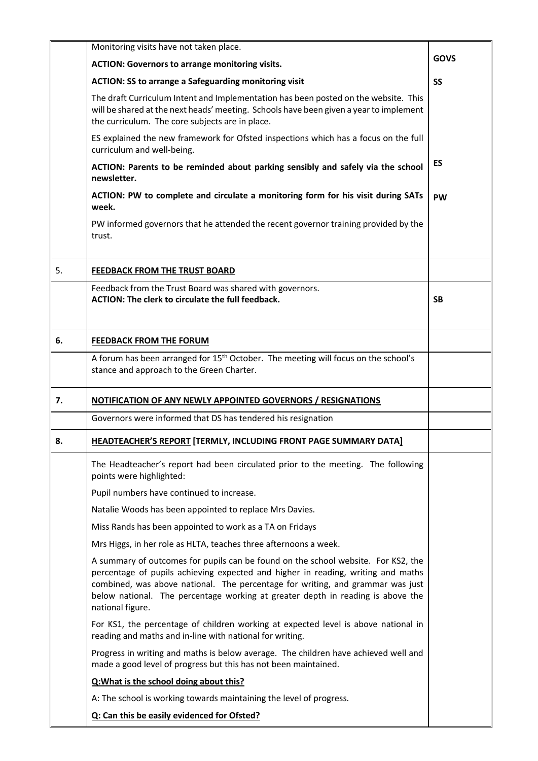| | | |
|---|---|---|
| | Monitoring visits have not taken place. | |
| | **ACTION: Governors to arrange monitoring visits.** | **GOVS** |
| | **ACTION: SS to arrange a Safeguarding monitoring visit** | **SS** |
| | The draft Curriculum Intent and Implementation has been posted on the website. This will be shared at the next heads' meeting. Schools have been given a year to implement the curriculum. The core subjects are in place. | |
| | ES explained the new framework for Ofsted inspections which has a focus on the full curriculum and well-being. | |
| | **ACTION: Parents to be reminded about parking sensibly and safely via the school newsletter.** | **ES** |
| | **ACTION: PW to complete and circulate a monitoring form for his visit during SATs week.** | **PW** |
| | PW informed governors that he attended the recent governor training provided by the trust. | |
| 5. | **FEEDBACK FROM THE TRUST BOARD** | |
| | Feedback from the Trust Board was shared with governors.<br>**ACTION: The clerk to circulate the full feedback.** | **SB** |
| **6.** | **FEEDBACK FROM THE FORUM** | |
| | A forum has been arranged for 15th October. The meeting will focus on the school's stance and approach to the Green Charter. | |
| **7.** | **NOTIFICATION OF ANY NEWLY APPOINTED GOVERNORS / RESIGNATIONS** | |
| | Governors were informed that DS has tendered his resignation | |
| **8.** | **HEADTEACHER'S REPORT [TERMLY, INCLUDING FRONT PAGE SUMMARY DATA]** | |
| | The Headteacher's report had been circulated prior to the meeting. The following points were highlighted:<br><br>Pupil numbers have continued to increase.<br><br>Natalie Woods has been appointed to replace Mrs Davies.<br><br>Miss Rands has been appointed to work as a TA on Fridays<br><br>Mrs Higgs, in her role as HLTA, teaches three afternoons a week.<br><br>A summary of outcomes for pupils can be found on the school website. For KS2, the percentage of pupils achieving expected and higher in reading, writing and maths combined, was above national. The percentage for writing, and grammar was just below national. The percentage working at greater depth in reading is above the national figure.<br><br>For KS1, the percentage of children working at expected level is above national in reading and maths and in-line with national for writing.<br><br>Progress in writing and maths is below average. The children have achieved well and made a good level of progress but this has not been maintained.<br><br>**Q:What is the school doing about this?**<br><br>A: The school is working towards maintaining the level of progress.<br><br>**Q: Can this be easily evidenced for Ofsted?** | |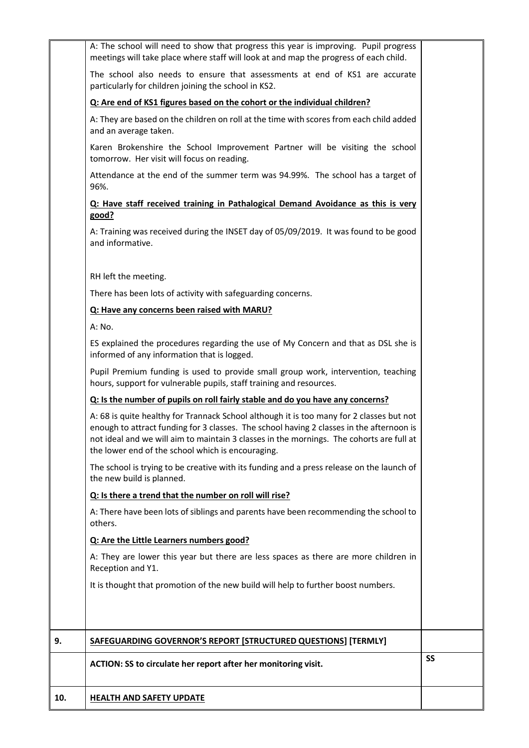A: The school will need to show that progress this year is improving. Pupil progress meetings will take place where staff will look at and map the progress of each child.

The school also needs to ensure that assessments at end of KS1 are accurate particularly for children joining the school in KS2.

**Q: Are end of KS1 figures based on the cohort or the individual children?**

A: They are based on the children on roll at the time with scores from each child added and an average taken.

Karen Brokenshire the School Improvement Partner will be visiting the school tomorrow. Her visit will focus on reading.

Attendance at the end of the summer term was 94.99%. The school has a target of 96%.

**Q: Have staff received training in Pathalogical Demand Avoidance as this is very good?**

A: Training was received during the INSET day of 05/09/2019. It was found to be good and informative.

RH left the meeting.

There has been lots of activity with safeguarding concerns.

**Q: Have any concerns been raised with MARU?**

A: No.

ES explained the procedures regarding the use of My Concern and that as DSL she is informed of any information that is logged.

Pupil Premium funding is used to provide small group work, intervention, teaching hours, support for vulnerable pupils, staff training and resources.

**Q: Is the number of pupils on roll fairly stable and do you have any concerns?**

A: 68 is quite healthy for Trannack School although it is too many for 2 classes but not enough to attract funding for 3 classes. The school having 2 classes in the afternoon is not ideal and we will aim to maintain 3 classes in the mornings. The cohorts are full at the lower end of the school which is encouraging.

The school is trying to be creative with its funding and a press release on the launch of the new build is planned.

**Q: Is there a trend that the number on roll will rise?**

A: There have been lots of siblings and parents have been recommending the school to others.

**Q: Are the Little Learners numbers good?**

A: They are lower this year but there are less spaces as there are more children in Reception and Y1.

It is thought that promotion of the new build will help to further boost numbers.

| | | |
|---|---|---|
| 9. | **SAFEGUARDING GOVERNOR'S REPORT [STRUCTURED QUESTIONS] [TERMLY]** | |
| | **ACTION: SS to circulate her report after her monitoring visit.** | **SS** |
| 10. | **HEALTH AND SAFETY UPDATE** | |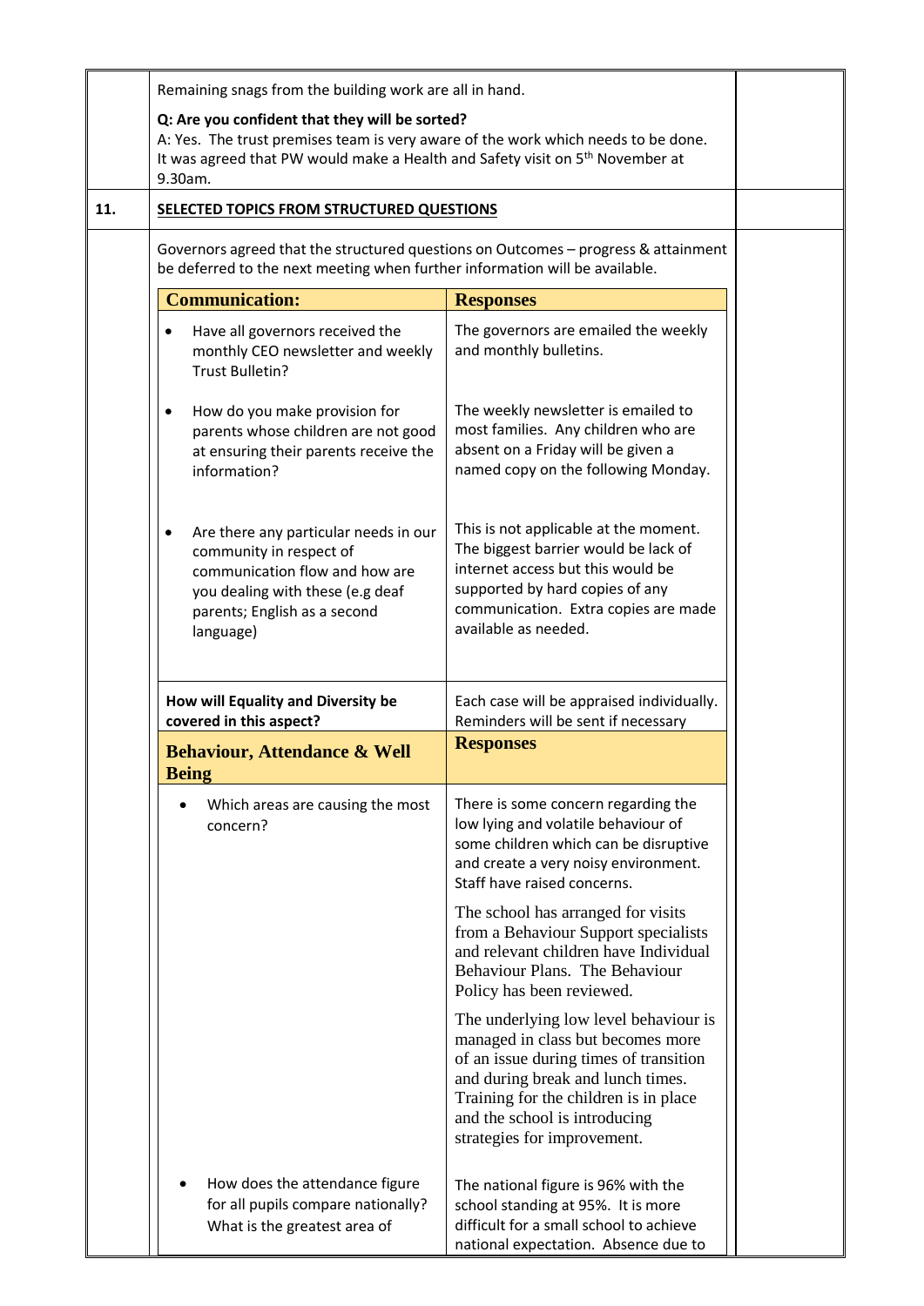Remaining snags from the building work are all in hand.

**Q: Are you confident that they will be sorted?**
A: Yes. The trust premises team is very aware of the work which needs to be done.
It was agreed that PW would make a Health and Safety visit on 5th November at 9.30am.

**11. SELECTED TOPICS FROM STRUCTURED QUESTIONS**

Governors agreed that the structured questions on Outcomes – progress & attainment be deferred to the next meeting when further information will be available.

| Communication: | Responses |
|---|---|
| • Have all governors received the monthly CEO newsletter and weekly Trust Bulletin? | The governors are emailed the weekly and monthly bulletins. |
| • How do you make provision for parents whose children are not good at ensuring their parents receive the information? | The weekly newsletter is emailed to most families. Any children who are absent on a Friday will be given a named copy on the following Monday. |
| • Are there any particular needs in our community in respect of communication flow and how are you dealing with these (e.g deaf parents; English as a second language) | This is not applicable at the moment. The biggest barrier would be lack of internet access but this would be supported by hard copies of any communication. Extra copies are made available as needed. |
| **How will Equality and Diversity be covered in this aspect?** | Each case will be appraised individually. Reminders will be sent if necessary |

| Behaviour, Attendance & Well Being | Responses |
|---|---|
| • Which areas are causing the most concern? | There is some concern regarding the low lying and volatile behaviour of some children which can be disruptive and create a very noisy environment. Staff have raised concerns. <br><br> The school has arranged for visits from a Behaviour Support specialists and relevant children have Individual Behaviour Plans. The Behaviour Policy has been reviewed. <br><br> The underlying low level behaviour is managed in class but becomes more of an issue during times of transition and during break and lunch times. Training for the children is in place and the school is introducing strategies for improvement. |
| • How does the attendance figure for all pupils compare nationally? What is the greatest area of | The national figure is 96% with the school standing at 95%. It is more difficult for a small school to achieve national expectation. Absence due to |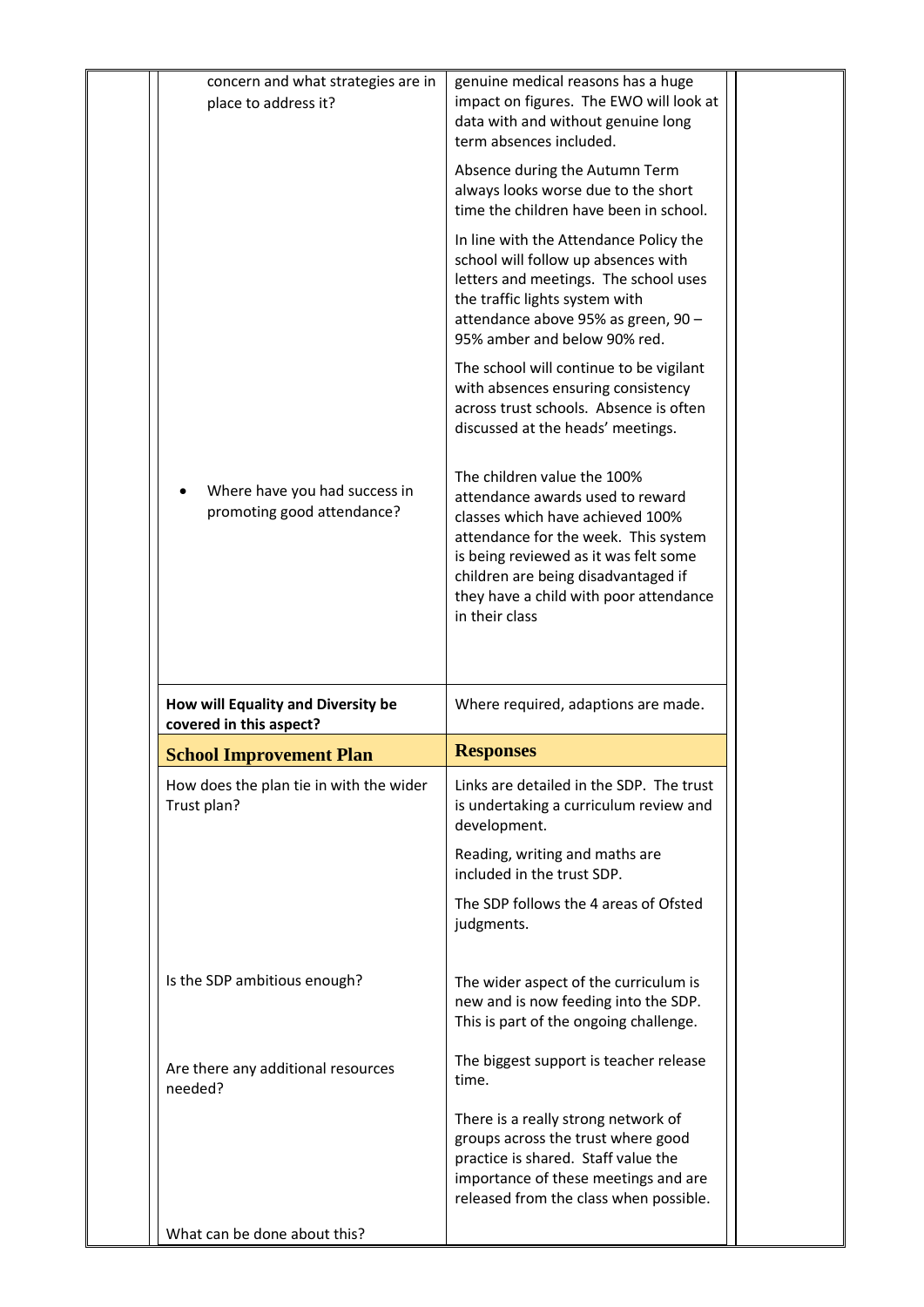| | | | | |
|---|---|---|---|---|
| | concern and what strategies are in place to address it? | genuine medical reasons has a huge impact on figures. The EWO will look at data with and without genuine long term absences included.<br><br>Absence during the Autumn Term always looks worse due to the short time the children have been in school.<br><br>In line with the Attendance Policy the school will follow up absences with letters and meetings. The school uses the traffic lights system with attendance above 95% as green, 90 – 95% amber and below 90% red.<br><br>The school will continue to be vigilant with absences ensuring consistency across trust schools. Absence is often discussed at the heads' meetings. | | |
| | • Where have you had success in promoting good attendance? | The children value the 100% attendance awards used to reward classes which have achieved 100% attendance for the week. This system is being reviewed as it was felt some children are being disadvantaged if they have a child with poor attendance in their class | | |
| | **How will Equality and Diversity be covered in this aspect?** | Where required, adaptions are made. | | |
| | **School Improvement Plan** | **Responses** | | |
| | How does the plan tie in with the wider Trust plan? | Links are detailed in the SDP. The trust is undertaking a curriculum review and development.<br><br>Reading, writing and maths are included in the trust SDP.<br><br>The SDP follows the 4 areas of Ofsted judgments. | | |
| | Is the SDP ambitious enough? | The wider aspect of the curriculum is new and is now feeding into the SDP. This is part of the ongoing challenge. | | |
| | Are there any additional resources needed? | The biggest support is teacher release time.<br><br>There is a really strong network of groups across the trust where good practice is shared. Staff value the importance of these meetings and are released from the class when possible. | | |
| | What can be done about this? | | | |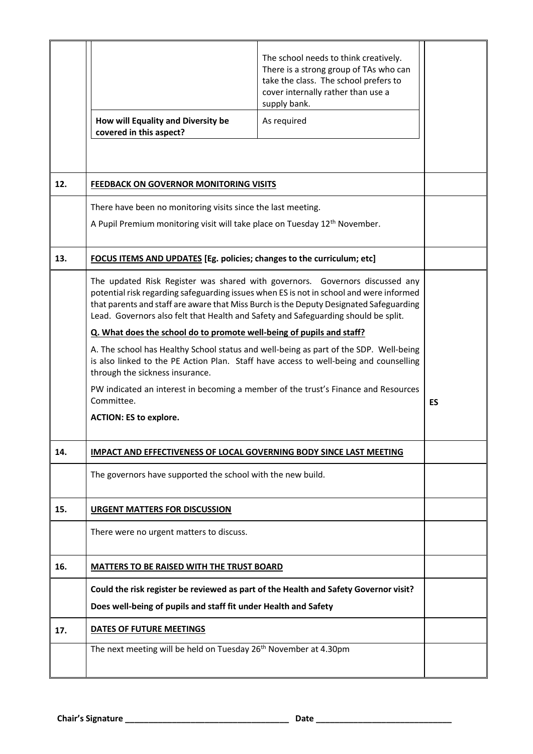| | | | |
|---|---|---|---|
| | | The school needs to think creatively. There is a strong group of TAs who can take the class. The school prefers to cover internally rather than use a supply bank. | |
| | **How will Equality and Diversity be covered in this aspect?** | As required | |

| | | |
|---|---|---|
| **12.** | **FEEDBACK ON GOVERNOR MONITORING VISITS** | |
| | There have been no monitoring visits since the last meeting.<br><br>A Pupil Premium monitoring visit will take place on Tuesday 12th November. | |
| **13.** | **FOCUS ITEMS AND UPDATES [Eg. policies; changes to the curriculum; etc]** | |
| | The updated Risk Register was shared with governors. Governors discussed any potential risk regarding safeguarding issues when ES is not in school and were informed that parents and staff are aware that Miss Burch is the Deputy Designated Safeguarding Lead. Governors also felt that Health and Safety and Safeguarding should be split.<br><br>**Q. What does the school do to promote well-being of pupils and staff?**<br><br>A. The school has Healthy School status and well-being as part of the SDP. Well-being is also linked to the PE Action Plan. Staff have access to well-being and counselling through the sickness insurance.<br><br>PW indicated an interest in becoming a member of the trust's Finance and Resources Committee.<br><br>**ACTION: ES to explore.** | **ES** |
| **14.** | **IMPACT AND EFFECTIVENESS OF LOCAL GOVERNING BODY SINCE LAST MEETING** | |
| | The governors have supported the school with the new build. | |
| **15.** | **URGENT MATTERS FOR DISCUSSION** | |
| | There were no urgent matters to discuss. | |
| **16.** | **MATTERS TO BE RAISED WITH THE TRUST BOARD** | |
| | **Could the risk register be reviewed as part of the Health and Safety Governor visit?**<br><br>**Does well-being of pupils and staff fit under Health and Safety** | |
| **17.** | **DATES OF FUTURE MEETINGS** | |
| | The next meeting will be held on Tuesday 26th November at 4.30pm | |

**Chair's Signature** ___________________________________ **Date** _____________________________